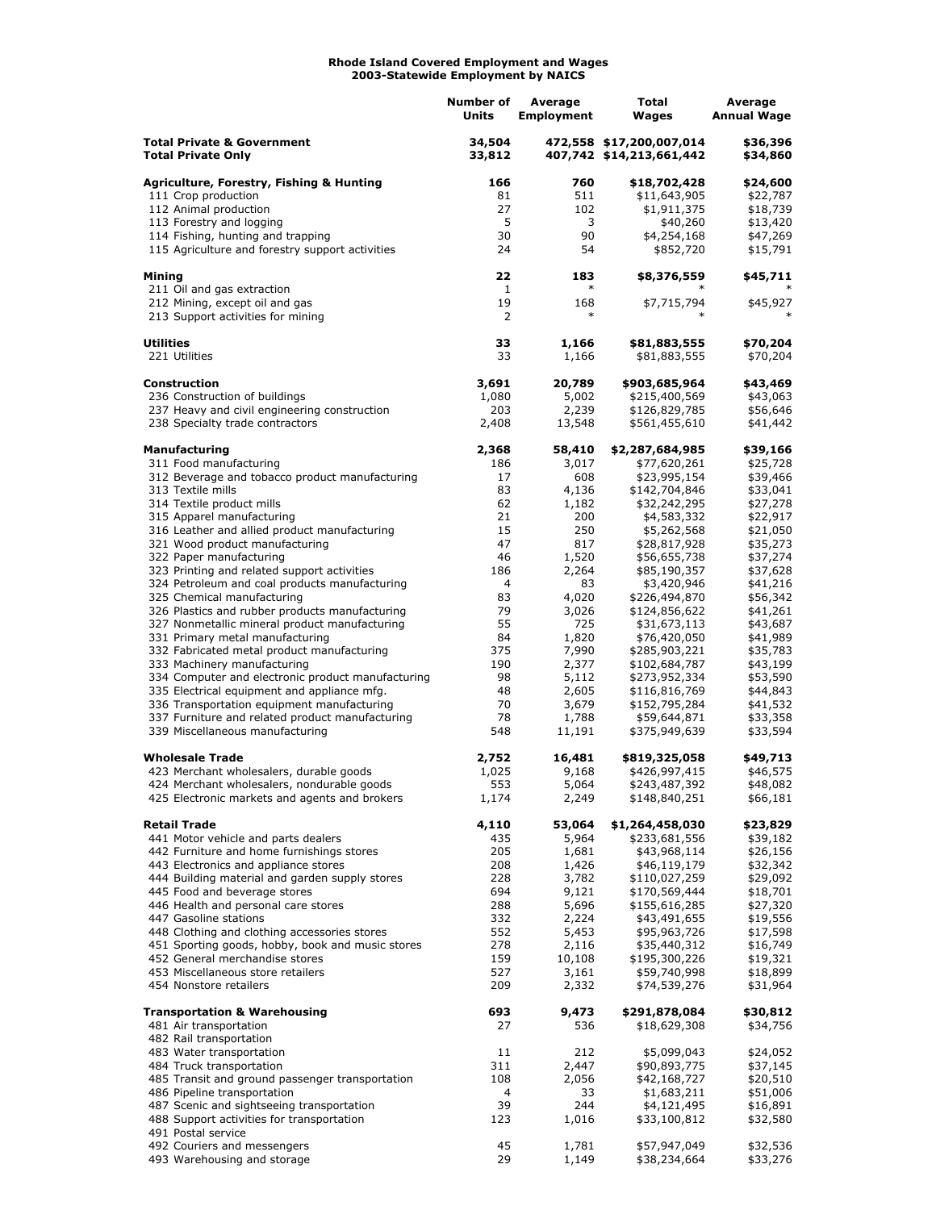**Rhode Island Covered Employment and Wages**
**2003-Statewide Employment by NAICS**

| | Number of Units | Average Employment | Total Wages | Average Annual Wage |
|---|---|---|---|---|
| **Total Private & Government** | **34,504** | **472,558** | **$17,200,007,014** | **$36,396** |
| **Total Private Only** | **33,812** | **407,742** | **$14,213,661,442** | **$34,860** |
| | | | | |
| **Agriculture, Forestry, Fishing & Hunting** | **166** | **760** | **$18,702,428** | **$24,600** |
| 111 Crop production | 81 | 511 | $11,643,905 | $22,787 |
| 112 Animal production | 27 | 102 | $1,911,375 | $18,739 |
| 113 Forestry and logging | 5 | 3 | $40,260 | $13,420 |
| 114 Fishing, hunting and trapping | 30 | 90 | $4,254,168 | $47,269 |
| 115 Agriculture and forestry support activities | 24 | 54 | $852,720 | $15,791 |
| | | | | |
| **Mining** | **22** | **183** | **$8,376,559** | **$45,711** |
| 211 Oil and gas extraction | 1 | * | * | * |
| 212 Mining, except oil and gas | 19 | 168 | $7,715,794 | $45,927 |
| 213 Support activities for mining | 2 | * | * | * |
| | | | | |
| **Utilities** | **33** | **1,166** | **$81,883,555** | **$70,204** |
| 221 Utilities | 33 | 1,166 | $81,883,555 | $70,204 |
| | | | | |
| **Construction** | **3,691** | **20,789** | **$903,685,964** | **$43,469** |
| 236 Construction of buildings | 1,080 | 5,002 | $215,400,569 | $43,063 |
| 237 Heavy and civil engineering construction | 203 | 2,239 | $126,829,785 | $56,646 |
| 238 Specialty trade contractors | 2,408 | 13,548 | $561,455,610 | $41,442 |
| | | | | |
| **Manufacturing** | **2,368** | **58,410** | **$2,287,684,985** | **$39,166** |
| 311 Food manufacturing | 186 | 3,017 | $77,620,261 | $25,728 |
| 312 Beverage and tobacco product manufacturing | 17 | 608 | $23,995,154 | $39,466 |
| 313 Textile mills | 83 | 4,136 | $142,704,846 | $33,041 |
| 314 Textile product mills | 62 | 1,182 | $32,242,295 | $27,278 |
| 315 Apparel manufacturing | 21 | 200 | $4,583,332 | $22,917 |
| 316 Leather and allied product manufacturing | 15 | 250 | $5,262,568 | $21,050 |
| 321 Wood product manufacturing | 47 | 817 | $28,817,928 | $35,273 |
| 322 Paper manufacturing | 46 | 1,520 | $56,655,738 | $37,274 |
| 323 Printing and related support activities | 186 | 2,264 | $85,190,357 | $37,628 |
| 324 Petroleum and coal products manufacturing | 4 | 83 | $3,420,946 | $41,216 |
| 325 Chemical manufacturing | 83 | 4,020 | $226,494,870 | $56,342 |
| 326 Plastics and rubber products manufacturing | 79 | 3,026 | $124,856,622 | $41,261 |
| 327 Nonmetallic mineral product manufacturing | 55 | 725 | $31,673,113 | $43,687 |
| 331 Primary metal manufacturing | 84 | 1,820 | $76,420,050 | $41,989 |
| 332 Fabricated metal product manufacturing | 375 | 7,990 | $285,903,221 | $35,783 |
| 333 Machinery manufacturing | 190 | 2,377 | $102,684,787 | $43,199 |
| 334 Computer and electronic product manufacturing | 98 | 5,112 | $273,952,334 | $53,590 |
| 335 Electrical equipment and appliance mfg. | 48 | 2,605 | $116,816,769 | $44,843 |
| 336 Transportation equipment manufacturing | 70 | 3,679 | $152,795,284 | $41,532 |
| 337 Furniture and related product manufacturing | 78 | 1,788 | $59,644,871 | $33,358 |
| 339 Miscellaneous manufacturing | 548 | 11,191 | $375,949,639 | $33,594 |
| | | | | |
| **Wholesale Trade** | **2,752** | **16,481** | **$819,325,058** | **$49,713** |
| 423 Merchant wholesalers, durable goods | 1,025 | 9,168 | $426,997,415 | $46,575 |
| 424 Merchant wholesalers, nondurable goods | 553 | 5,064 | $243,487,392 | $48,082 |
| 425 Electronic markets and agents and brokers | 1,174 | 2,249 | $148,840,251 | $66,181 |
| | | | | |
| **Retail Trade** | **4,110** | **53,064** | **$1,264,458,030** | **$23,829** |
| 441 Motor vehicle and parts dealers | 435 | 5,964 | $233,681,556 | $39,182 |
| 442 Furniture and home furnishings stores | 205 | 1,681 | $43,968,114 | $26,156 |
| 443 Electronics and appliance stores | 208 | 1,426 | $46,119,179 | $32,342 |
| 444 Building material and garden supply stores | 228 | 3,782 | $110,027,259 | $29,092 |
| 445 Food and beverage stores | 694 | 9,121 | $170,569,444 | $18,701 |
| 446 Health and personal care stores | 288 | 5,696 | $155,616,285 | $27,320 |
| 447 Gasoline stations | 332 | 2,224 | $43,491,655 | $19,556 |
| 448 Clothing and clothing accessories stores | 552 | 5,453 | $95,963,726 | $17,598 |
| 451 Sporting goods, hobby, book and music stores | 278 | 2,116 | $35,440,312 | $16,749 |
| 452 General merchandise stores | 159 | 10,108 | $195,300,226 | $19,321 |
| 453 Miscellaneous store retailers | 527 | 3,161 | $59,740,998 | $18,899 |
| 454 Nonstore retailers | 209 | 2,332 | $74,539,276 | $31,964 |
| | | | | |
| **Transportation & Warehousing** | **693** | **9,473** | **$291,878,084** | **$30,812** |
| 481 Air transportation | 27 | 536 | $18,629,308 | $34756 |
| 482 Rail transportation | | | | |
| 483 Water transportation | 11 | 212 | $5,099,043 | $24,052 |
| 484 Truck transportation | 311 | 2,447 | $90,893,775 | $37,145 |
| 485 Transit and ground passenger transportation | 108 | 2,056 | $42,168,727 | $20,510 |
| 486 Pipeline transportation | 4 | 33 | $1,683,211 | $51,006 |
| 487 Scenic and sightseeing transportation | 39 | 244 | $4,121,495 | $16,891 |
| 488 Support activities for transportation | 123 | 1,016 | $33,100,812 | $32,580 |
| 491 Postal service | | | | |
| 492 Couriers and messengers | 45 | 1,781 | $57,947,049 | $32,536 |
| 493 Warehousing and storage | 29 | 1,149 | $38,234,664 | $33,276 |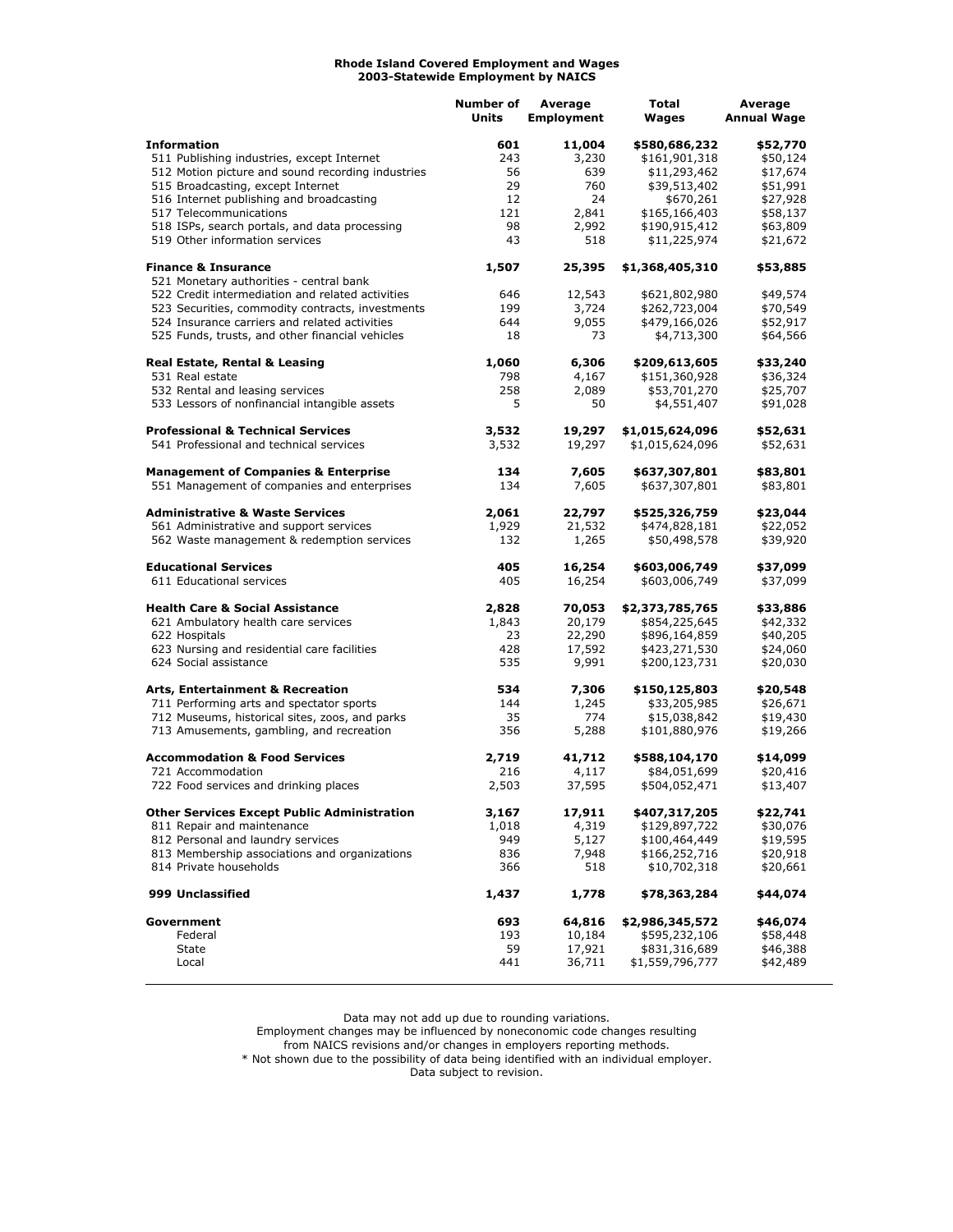**Rhode Island Covered Employment and Wages**
**2003-Statewide Employment by NAICS**

| | Number of Units | Average Employment | Total Wages | Average Annual Wage |
|---|---|---|---|---|
| **Information** | **601** | **11,004** | **$580,686,232** | **$52,770** |
| 511 Publishing industries, except Internet | 243 | 3,230 | $161,901,318 | $50,124 |
| 512 Motion picture and sound recording industries | 56 | 639 | $11,293,462 | $17,674 |
| 515 Broadcasting, except Internet | 29 | 760 | $39,513,402 | $51,991 |
| 516 Internet publishing and broadcasting | 12 | 24 | $670,261 | $27,928 |
| 517 Telecommunications | 121 | 2,841 | $165,166,403 | $58,137 |
| 518 ISPs, search portals, and data processing | 98 | 2,992 | $190,915,412 | $63,809 |
| 519 Other information services | 43 | 518 | $11,225,974 | $21,672 |
| **Finance & Insurance** | **1,507** | **25,395** | **$1,368,405,310** | **$53,885** |
| 521 Monetary authorities - central bank | | | | |
| 522 Credit intermediation and related activities | 646 | 12,543 | $621,802,980 | $49,574 |
| 523 Securities, commodity contracts, investments | 199 | 3,724 | $262,723,004 | $70,549 |
| 524 Insurance carriers and related activities | 644 | 9,055 | $479,166,026 | $52,917 |
| 525 Funds, trusts, and other financial vehicles | 18 | 73 | $4,713,300 | $64,566 |
| **Real Estate, Rental & Leasing** | **1,060** | **6,306** | **$209,613,605** | **$33,240** |
| 531 Real estate | 798 | 4,167 | $151,360,928 | $36,324 |
| 532 Rental and leasing services | 258 | 2,089 | $53,701,270 | $25,707 |
| 533 Lessors of nonfinancial intangible assets | 5 | 50 | $4,551,407 | $91,028 |
| **Professional & Technical Services** | **3,532** | **19,297** | **$1,015,624,096** | **$52,631** |
| 541 Professional and technical services | 3,532 | 19,297 | $1,015,624,096 | $52,631 |
| **Management of Companies & Enterprise** | **134** | **7,605** | **$637,307,801** | **$83,801** |
| 551 Management of companies and enterprises | 134 | 7,605 | $637,307,801 | $83,801 |
| **Administrative & Waste Services** | **2,061** | **22,797** | **$525,326,759** | **$23,044** |
| 561 Administrative and support services | 1,929 | 21,532 | $474,828,181 | $22,052 |
| 562 Waste management & redemption services | 132 | 1,265 | $50,498,578 | $39,920 |
| **Educational Services** | **405** | **16,254** | **$603,006,749** | **$37,099** |
| 611 Educational services | 405 | 16,254 | $603,006,749 | $37,099 |
| **Health Care & Social Assistance** | **2,828** | **70,053** | **$2,373,785,765** | **$33,886** |
| 621 Ambulatory health care services | 1,843 | 20,179 | $854,225,645 | $42,332 |
| 622 Hospitals | 23 | 22,290 | $896,164,859 | $40,205 |
| 623 Nursing and residential care facilities | 428 | 17,592 | $423,271,530 | $24,060 |
| 624 Social assistance | 535 | 9,991 | $200,123,731 | $20,030 |
| **Arts, Entertainment & Recreation** | **534** | **7,306** | **$150,125,803** | **$20,548** |
| 711 Performing arts and spectator sports | 144 | 1,245 | $33,205,985 | $26,671 |
| 712 Museums, historical sites, zoos, and parks | 35 | 774 | $15,038,842 | $19,430 |
| 713 Amusements, gambling, and recreation | 356 | 5,288 | $101,880,976 | $19,266 |
| **Accommodation & Food Services** | **2,719** | **41,712** | **$588,104,170** | **$14,099** |
| 721 Accommodation | 216 | 4,117 | $84,051,699 | $20,416 |
| 722 Food services and drinking places | 2,503 | 37,595 | $504,052,471 | $13,407 |
| **Other Services Except Public Administration** | **3,167** | **17,911** | **$407,317,205** | **$22,741** |
| 811 Repair and maintenance | 1,018 | 4,319 | $129,897,722 | $30,076 |
| 812 Personal and laundry services | 949 | 5,127 | $100,464,449 | $19,595 |
| 813 Membership associations and organizations | 836 | 7,948 | $166,252,716 | $20,918 |
| 814 Private households | 366 | 518 | $10,702,318 | $20,661 |
| **999 Unclassified** | **1,437** | **1,778** | **$78,363,284** | **$44,074** |
| **Government** | **693** | **64,816** | **$2,986,345,572** | **$46,074** |
| Federal | 193 | 10,184 | $595,232,106 | $58,448 |
| State | 59 | 17,921 | $831,316,689 | $46,388 |
| Local | 441 | 36,711 | $1,559,796,777 | $42,489 |

Data may not add up due to rounding variations.
Employment changes may be influenced by noneconomic code changes resulting from NAICS revisions and/or changes in employers reporting methods.
* Not shown due to the possibility of data being identified with an individual employer.
Data subject to revision.